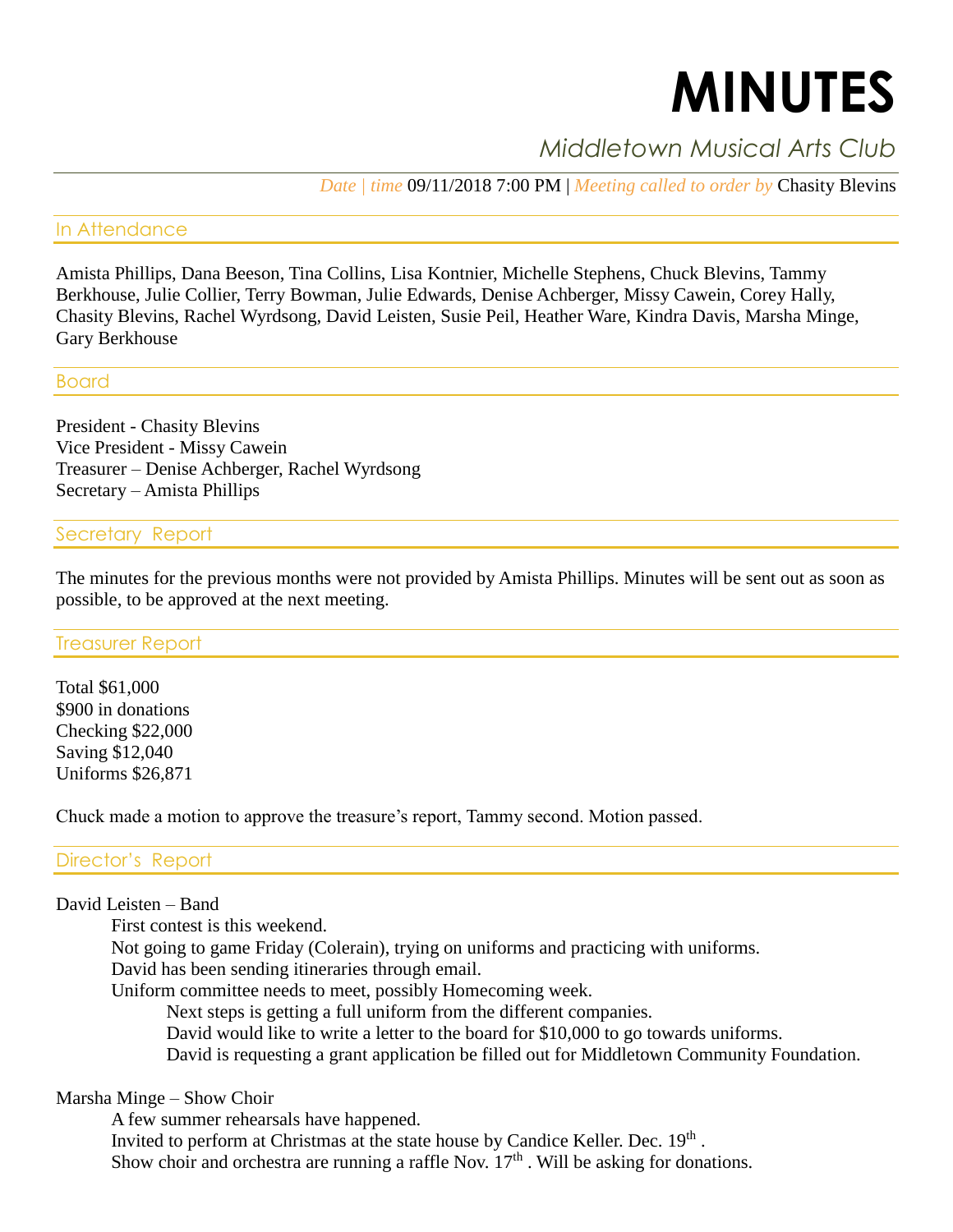# MINUTES

## *Middletown Musical Arts Club*

*Date | time* 09/11/2018 7:00 PM | *Meeting called to order by* Chasity Blevins

### In Attendance

Amista Phillips, Dana Beeson, Tina Collins, Lisa Kontnier, Michelle Stephens, Chuck Blevins, Tammy Berkhouse, Julie Collier, Terry Bowman, Julie Edwards, Denise Achberger, Missy Cawein, Corey Hally, Chasity Blevins, Rachel Wyrdsong, David Leisten, Susie Peil, Heather Ware, Kindra Davis, Marsha Minge, Gary Berkhouse

### Board

President - Chasity Blevins
Vice President - Missy Cawein
Treasurer – Denise Achberger, Rachel Wyrdsong
Secretary – Amista Phillips

### Secretary Report

The minutes for the previous months were not provided by Amista Phillips. Minutes will be sent out as soon as possible, to be approved at the next meeting.

### Treasurer Report

Total $61,000
$900 in donations
Checking $22,000
Saving $12,040
Uniforms $26,871

Chuck made a motion to approve the treasure's report, Tammy second. Motion passed.

### Director's Report

David Leisten – Band

- First contest is this weekend.
- Not going to game Friday (Colerain), trying on uniforms and practicing with uniforms.
- David has been sending itineraries through email.
- Uniform committee needs to meet, possibly Homecoming week.
  - Next steps is getting a full uniform from the different companies.
  - David would like to write a letter to the board for $10,000 to go towards uniforms.
  - David is requesting a grant application be filled out for Middletown Community Foundation.

Marsha Minge – Show Choir

- A few summer rehearsals have happened.
- Invited to perform at Christmas at the state house by Candice Keller. Dec. 19th .
- Show choir and orchestra are running a raffle Nov. 17th . Will be asking for donations.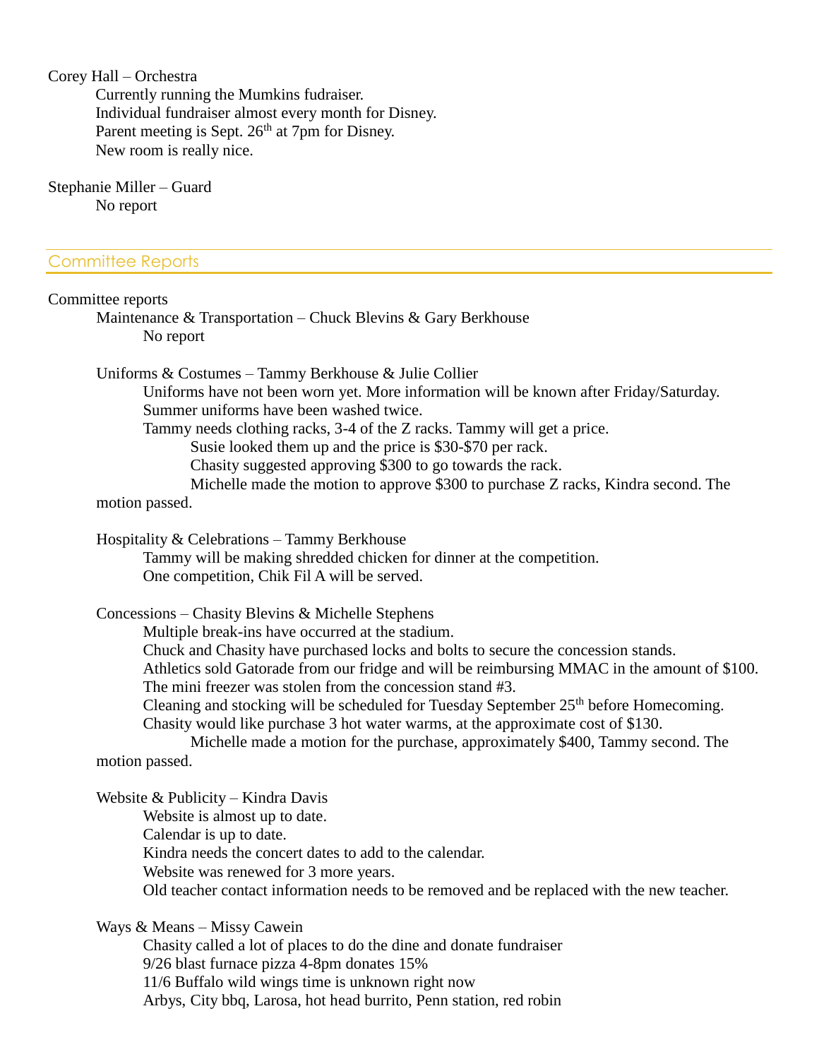Corey Hall – Orchestra

Currently running the Mumkins fudraiser.
Individual fundraiser almost every month for Disney.
Parent meeting is Sept. 26th at 7pm for Disney.
New room is really nice.

Stephanie Miller – Guard

No report

## Committee Reports

Committee reports

Maintenance & Transportation – Chuck Blevins & Gary Berkhouse

No report

Uniforms & Costumes – Tammy Berkhouse & Julie Collier

Uniforms have not been worn yet. More information will be known after Friday/Saturday.
Summer uniforms have been washed twice.
Tammy needs clothing racks, 3-4 of the Z racks. Tammy will get a price.

Susie looked them up and the price is $30-$70 per rack.
Chasity suggested approving $300 to go towards the rack.
Michelle made the motion to approve $300 to purchase Z racks, Kindra second. The motion passed.

Hospitality & Celebrations – Tammy Berkhouse

Tammy will be making shredded chicken for dinner at the competition.
One competition, Chik Fil A will be served.

Concessions – Chasity Blevins & Michelle Stephens

Multiple break-ins have occurred at the stadium.
Chuck and Chasity have purchased locks and bolts to secure the concession stands.
Athletics sold Gatorade from our fridge and will be reimbursing MMAC in the amount of $100.
The mini freezer was stolen from the concession stand #3.
Cleaning and stocking will be scheduled for Tuesday September 25th before Homecoming.
Chasity would like purchase 3 hot water warms, at the approximate cost of $130.

Michelle made a motion for the purchase, approximately $400, Tammy second. The motion passed.

Website & Publicity – Kindra Davis

Website is almost up to date.
Calendar is up to date.
Kindra needs the concert dates to add to the calendar.
Website was renewed for 3 more years.
Old teacher contact information needs to be removed and be replaced with the new teacher.

Ways & Means – Missy Cawein

Chasity called a lot of places to do the dine and donate fundraiser
9/26 blast furnace pizza 4-8pm donates 15%
11/6 Buffalo wild wings time is unknown right now
Arbys, City bbq, Larosa, hot head burrito, Penn station, red robin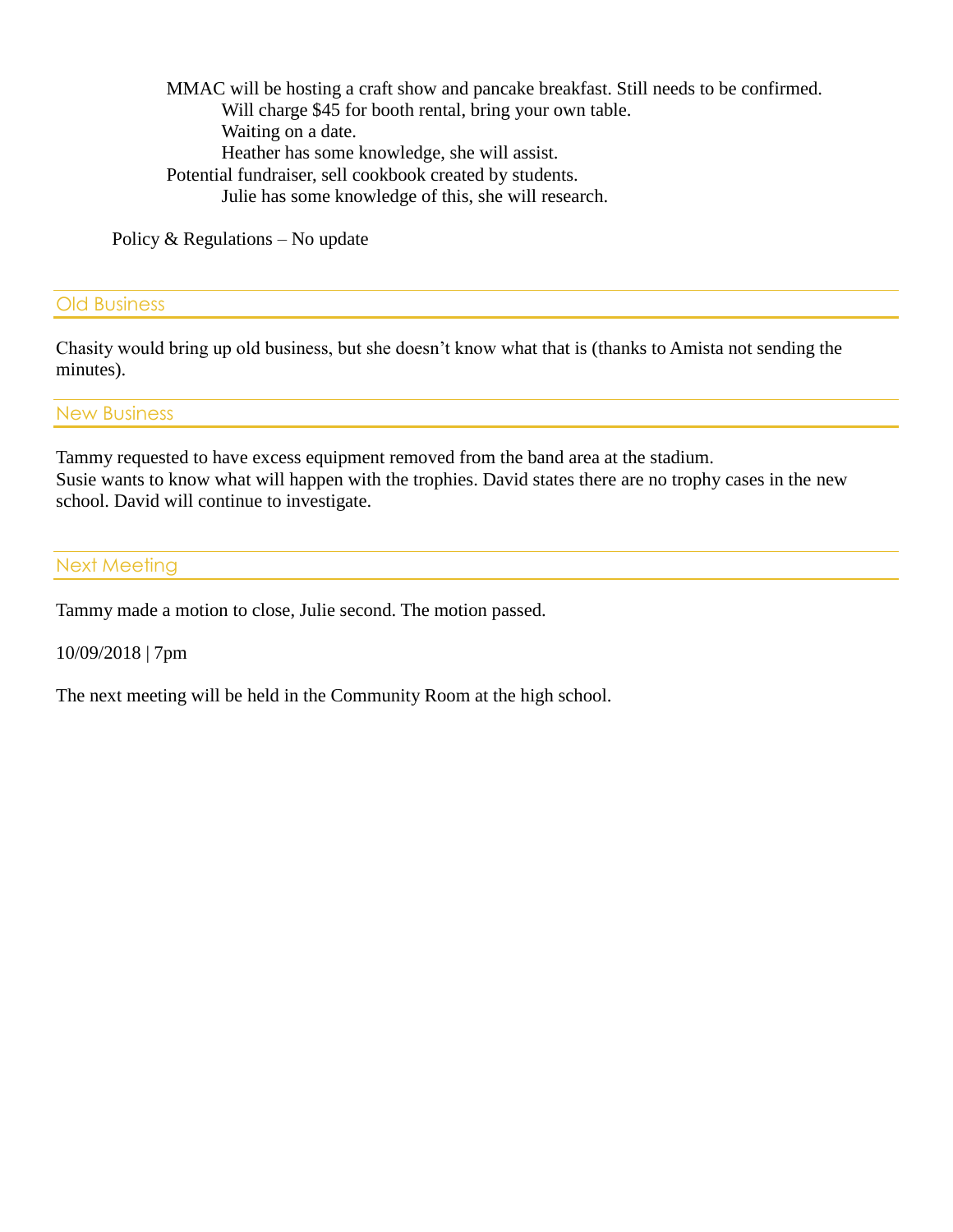MMAC will be hosting a craft show and pancake breakfast. Still needs to be confirmed.

- Will charge $45 for booth rental, bring your own table.
- Waiting on a date.
- Heather has some knowledge, she will assist.

Potential fundraiser, sell cookbook created by students.

- Julie has some knowledge of this, she will research.

Policy & Regulations – No update

## Old Business

Chasity would bring up old business, but she doesn't know what that is (thanks to Amista not sending the minutes).

## New Business

Tammy requested to have excess equipment removed from the band area at the stadium.
Susie wants to know what will happen with the trophies. David states there are no trophy cases in the new school. David will continue to investigate.

## Next Meeting

Tammy made a motion to close, Julie second. The motion passed.

10/09/2018 | 7pm

The next meeting will be held in the Community Room at the high school.